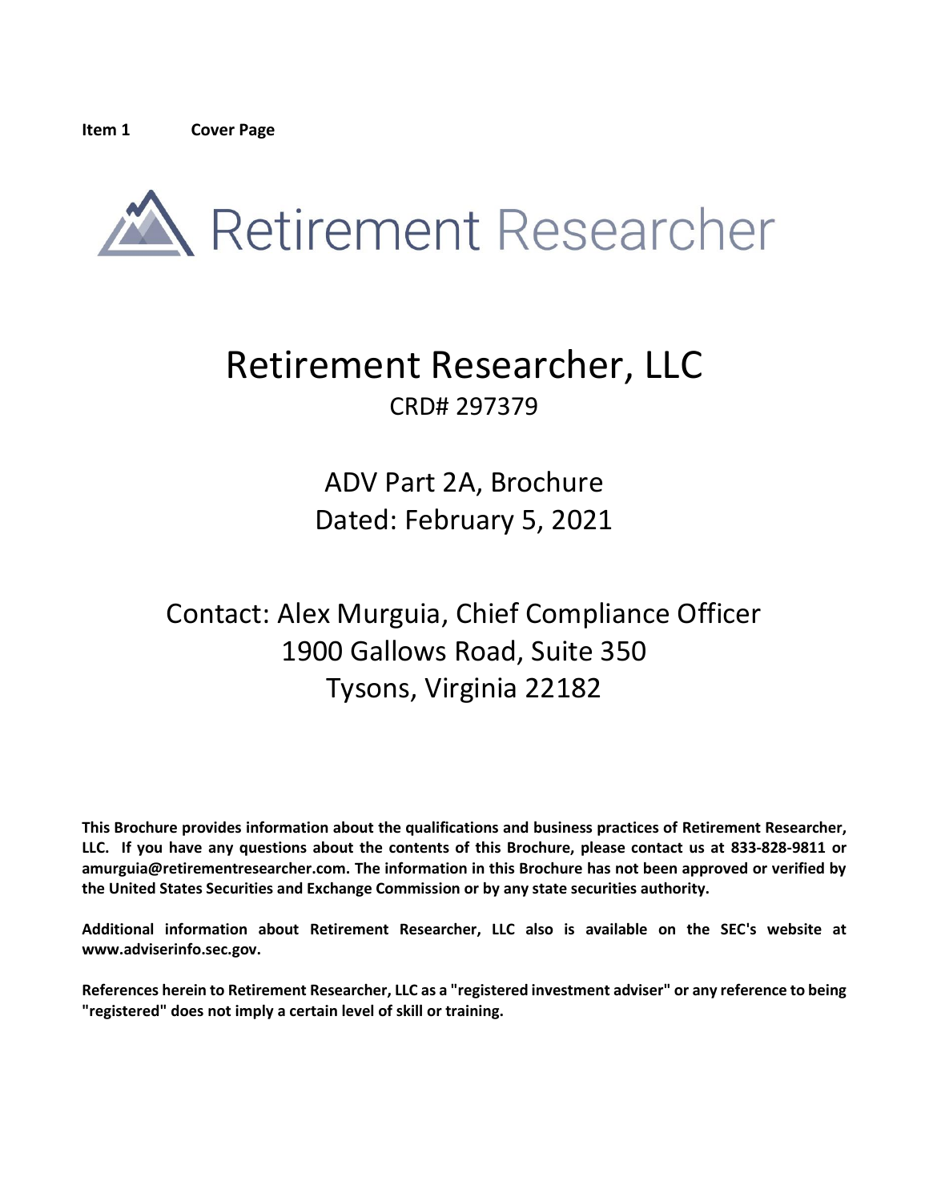**Item 1 Cover Page**

Retirement Researcher

# Retirement Researcher, LLC

CRD# 297379

## ADV Part 2A, Brochure

Dated: February 5, 2021

Contact: Alex Murguia, Chief Compliance Officer
1900 Gallows Road, Suite 350
Tysons, Virginia 22182

**This Brochure provides information about the qualifications and business practices of Retirement Researcher, LLC. If you have any questions about the contents of this Brochure, please contact us at 833-828-9811 or amurguia@retirementresearcher.com. The information in this Brochure has not been approved or verified by the United States Securities and Exchange Commission or by any state securities authority.**

**Additional information about Retirement Researcher, LLC also is available on the SEC's website at www.adviserinfo.sec.gov.**

**References herein to Retirement Researcher, LLC as a "registered investment adviser" or any reference to being "registered" does not imply a certain level of skill or training.**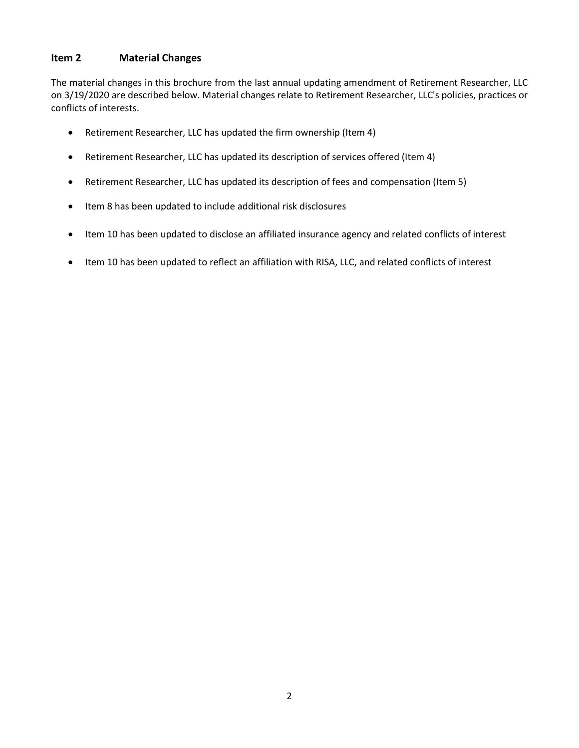## Item 2 Material Changes

The material changes in this brochure from the last annual updating amendment of Retirement Researcher, LLC on 3/19/2020 are described below. Material changes relate to Retirement Researcher, LLC's policies, practices or conflicts of interests.

- Retirement Researcher, LLC has updated the firm ownership (Item 4)
- Retirement Researcher, LLC has updated its description of services offered (Item 4)
- Retirement Researcher, LLC has updated its description of fees and compensation (Item 5)
- Item 8 has been updated to include additional risk disclosures
- Item 10 has been updated to disclose an affiliated insurance agency and related conflicts of interest
- Item 10 has been updated to reflect an affiliation with RISA, LLC, and related conflicts of interest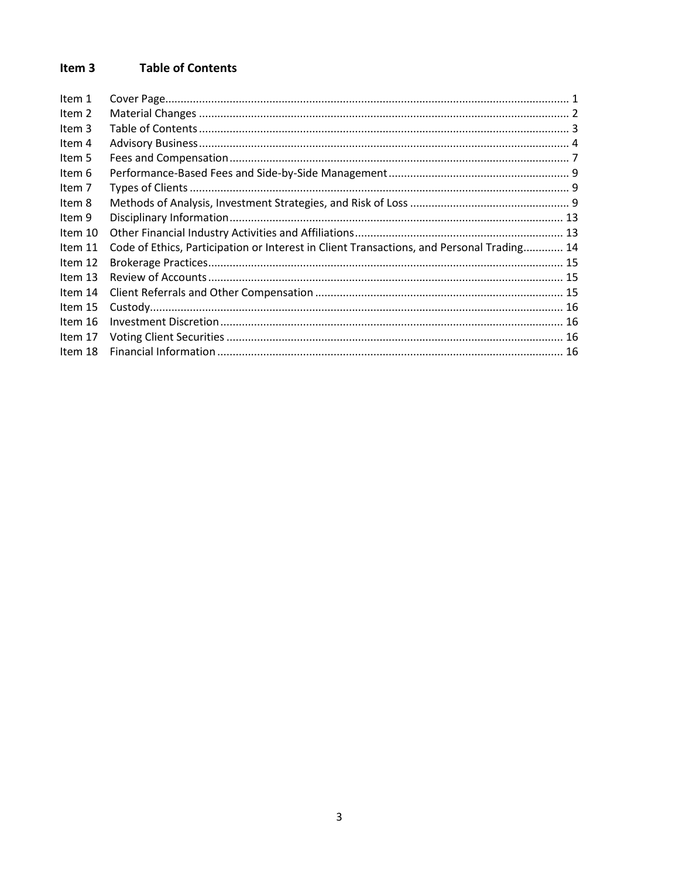## Item 3 Table of Contents

| | | |
|---|---|---|
| Item 1 | Cover Page | 1 |
| Item 2 | Material Changes | 2 |
| Item 3 | Table of Contents | 3 |
| Item 4 | Advisory Business | 4 |
| Item 5 | Fees and Compensation | 7 |
| Item 6 | Performance-Based Fees and Side-by-Side Management | 9 |
| Item 7 | Types of Clients | 9 |
| Item 8 | Methods of Analysis, Investment Strategies, and Risk of Loss | 9 |
| Item 9 | Disciplinary Information | 13 |
| Item 10 | Other Financial Industry Activities and Affiliations | 13 |
| Item 11 | Code of Ethics, Participation or Interest in Client Transactions, and Personal Trading | 14 |
| Item 12 | Brokerage Practices | 15 |
| Item 13 | Review of Accounts | 15 |
| Item 14 | Client Referrals and Other Compensation | 15 |
| Item 15 | Custody | 16 |
| Item 16 | Investment Discretion | 16 |
| Item 17 | Voting Client Securities | 16 |
| Item 18 | Financial Information | 16 |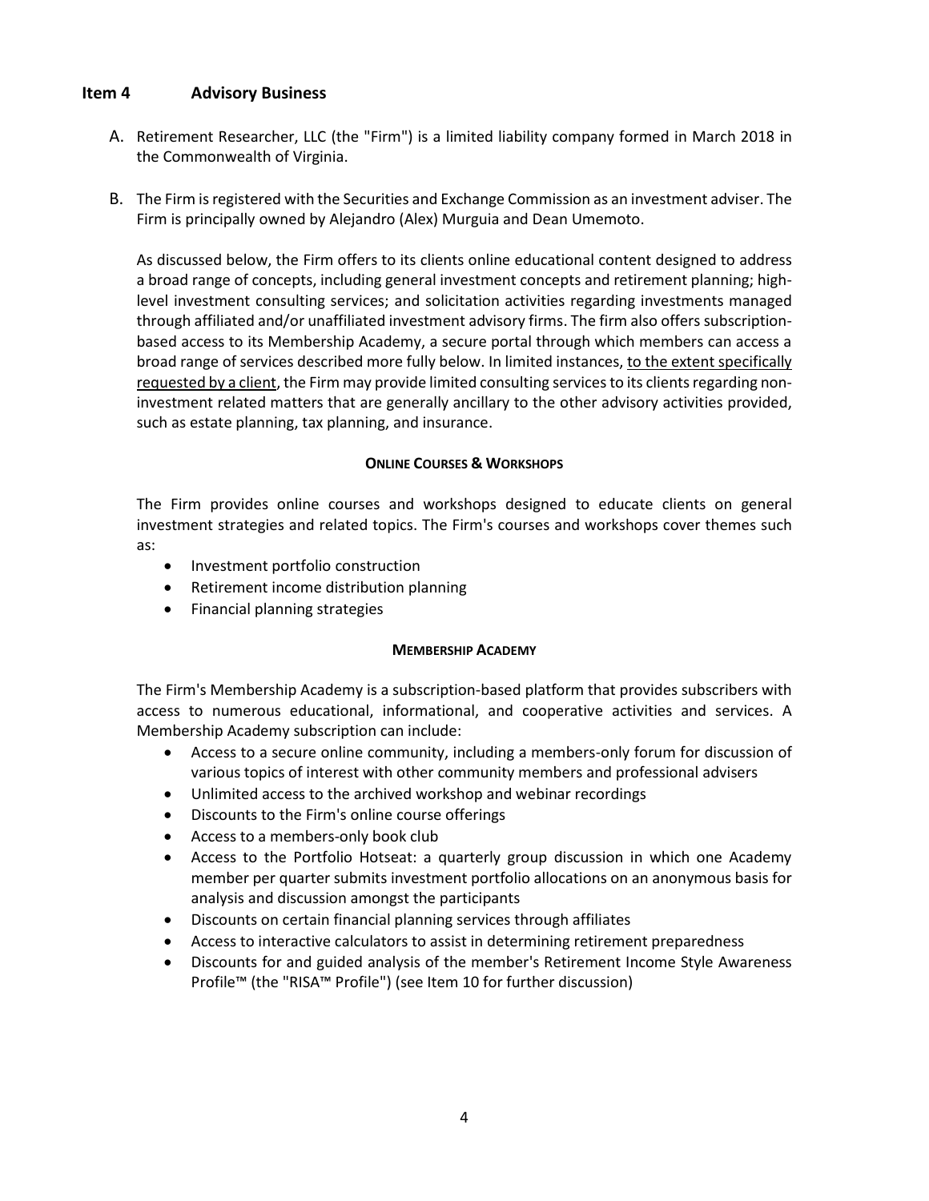## Item 4 Advisory Business

A. Retirement Researcher, LLC (the "Firm") is a limited liability company formed in March 2018 in the Commonwealth of Virginia.

B. The Firm is registered with the Securities and Exchange Commission as an investment adviser. The Firm is principally owned by Alejandro (Alex) Murguia and Dean Umemoto.

As discussed below, the Firm offers to its clients online educational content designed to address a broad range of concepts, including general investment concepts and retirement planning; high-level investment consulting services; and solicitation activities regarding investments managed through affiliated and/or unaffiliated investment advisory firms. The firm also offers subscription-based access to its Membership Academy, a secure portal through which members can access a broad range of services described more fully below. In limited instances, <u>to the extent specifically requested by a client</u>, the Firm may provide limited consulting services to its clients regarding non-investment related matters that are generally ancillary to the other advisory activities provided, such as estate planning, tax planning, and insurance.

**ONLINE COURSES & WORKSHOPS**

The Firm provides online courses and workshops designed to educate clients on general investment strategies and related topics. The Firm's courses and workshops cover themes such as:

- Investment portfolio construction
- Retirement income distribution planning
- Financial planning strategies

**MEMBERSHIP ACADEMY**

The Firm's Membership Academy is a subscription-based platform that provides subscribers with access to numerous educational, informational, and cooperative activities and services. A Membership Academy subscription can include:

- Access to a secure online community, including a members-only forum for discussion of various topics of interest with other community members and professional advisers
- Unlimited access to the archived workshop and webinar recordings
- Discounts to the Firm's online course offerings
- Access to a members-only book club
- Access to the Portfolio Hotseat: a quarterly group discussion in which one Academy member per quarter submits investment portfolio allocations on an anonymous basis for analysis and discussion amongst the participants
- Discounts on certain financial planning services through affiliates
- Access to interactive calculators to assist in determining retirement preparedness
- Discounts for and guided analysis of the member's Retirement Income Style Awareness Profile™ (the "RISA™ Profile") (see Item 10 for further discussion)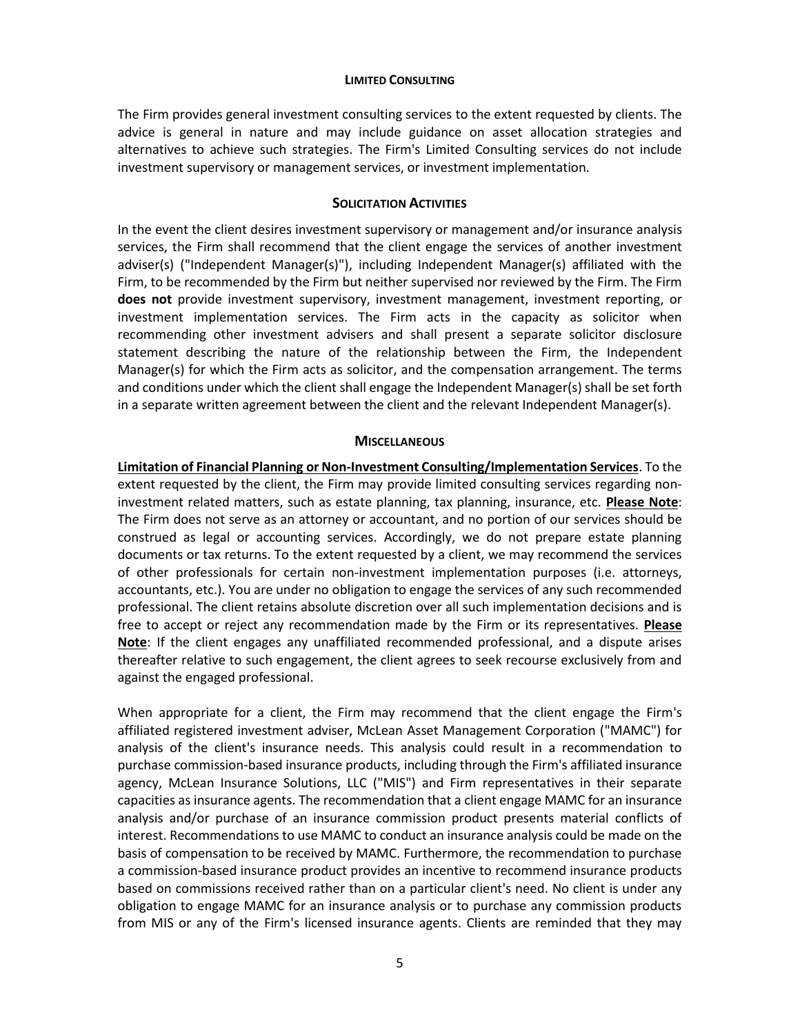### LIMITED CONSULTING

The Firm provides general investment consulting services to the extent requested by clients. The advice is general in nature and may include guidance on asset allocation strategies and alternatives to achieve such strategies. The Firm's Limited Consulting services do not include investment supervisory or management services, or investment implementation.

### SOLICITATION ACTIVITIES

In the event the client desires investment supervisory or management and/or insurance analysis services, the Firm shall recommend that the client engage the services of another investment adviser(s) ("Independent Manager(s)"), including Independent Manager(s) affiliated with the Firm, to be recommended by the Firm but neither supervised nor reviewed by the Firm. The Firm **does not** provide investment supervisory, investment management, investment reporting, or investment implementation services. The Firm acts in the capacity as solicitor when recommending other investment advisers and shall present a separate solicitor disclosure statement describing the nature of the relationship between the Firm, the Independent Manager(s) for which the Firm acts as solicitor, and the compensation arrangement. The terms and conditions under which the client shall engage the Independent Manager(s) shall be set forth in a separate written agreement between the client and the relevant Independent Manager(s).

### MISCELLANEOUS

**Limitation of Financial Planning or Non-Investment Consulting/Implementation Services**. To the extent requested by the client, the Firm may provide limited consulting services regarding non-investment related matters, such as estate planning, tax planning, insurance, etc. **Please Note**: The Firm does not serve as an attorney or accountant, and no portion of our services should be construed as legal or accounting services. Accordingly, we do not prepare estate planning documents or tax returns. To the extent requested by a client, we may recommend the services of other professionals for certain non-investment implementation purposes (i.e. attorneys, accountants, etc.). You are under no obligation to engage the services of any such recommended professional. The client retains absolute discretion over all such implementation decisions and is free to accept or reject any recommendation made by the Firm or its representatives. **Please Note**: If the client engages any unaffiliated recommended professional, and a dispute arises thereafter relative to such engagement, the client agrees to seek recourse exclusively from and against the engaged professional.

When appropriate for a client, the Firm may recommend that the client engage the Firm's affiliated registered investment adviser, McLean Asset Management Corporation ("MAMC") for analysis of the client's insurance needs. This analysis could result in a recommendation to purchase commission-based insurance products, including through the Firm's affiliated insurance agency, McLean Insurance Solutions, LLC ("MIS") and Firm representatives in their separate capacities as insurance agents. The recommendation that a client engage MAMC for an insurance analysis and/or purchase of an insurance commission product presents material conflicts of interest. Recommendations to use MAMC to conduct an insurance analysis could be made on the basis of compensation to be received by MAMC. Furthermore, the recommendation to purchase a commission-based insurance product provides an incentive to recommend insurance products based on commissions received rather than on a particular client's need. No client is under any obligation to engage MAMC for an insurance analysis or to purchase any commission products from MIS or any of the Firm's licensed insurance agents. Clients are reminded that they may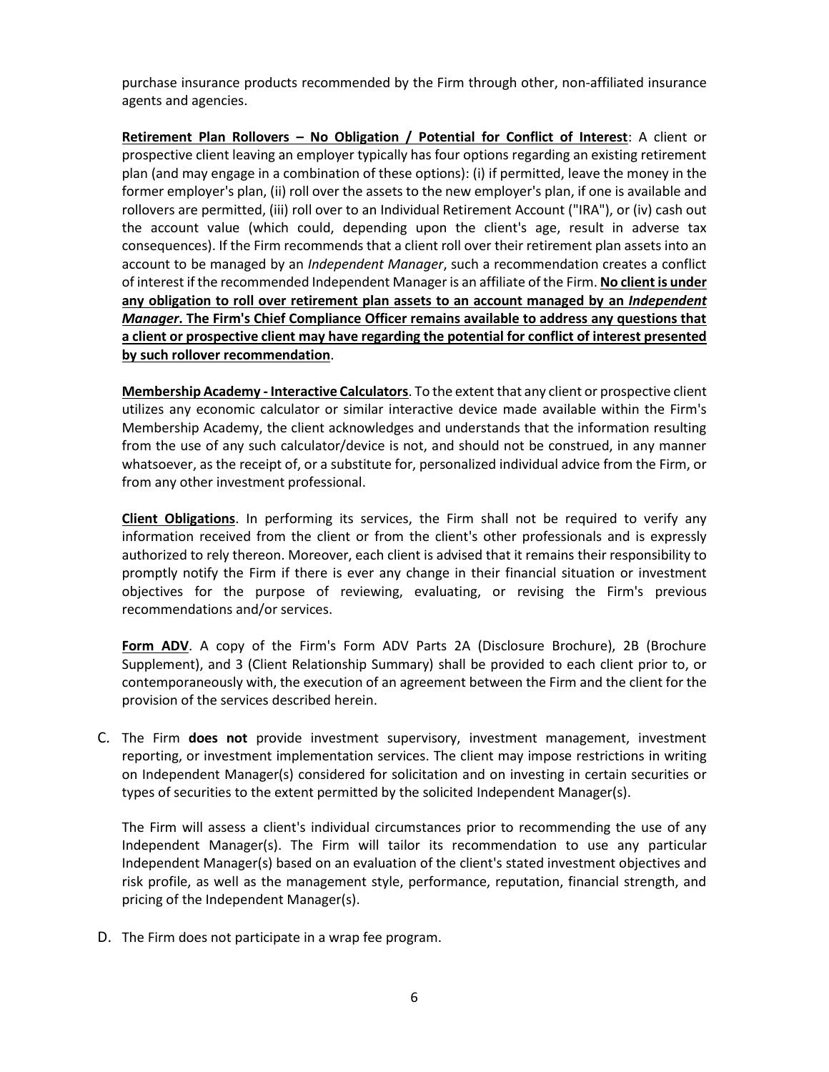purchase insurance products recommended by the Firm through other, non-affiliated insurance agents and agencies.

**Retirement Plan Rollovers – No Obligation / Potential for Conflict of Interest**: A client or prospective client leaving an employer typically has four options regarding an existing retirement plan (and may engage in a combination of these options): (i) if permitted, leave the money in the former employer's plan, (ii) roll over the assets to the new employer's plan, if one is available and rollovers are permitted, (iii) roll over to an Individual Retirement Account ("IRA"), or (iv) cash out the account value (which could, depending upon the client's age, result in adverse tax consequences). If the Firm recommends that a client roll over their retirement plan assets into an account to be managed by an *Independent Manager*, such a recommendation creates a conflict of interest if the recommended Independent Manager is an affiliate of the Firm. **No client is under any obligation to roll over retirement plan assets to an account managed by an *Independent Manager*. The Firm's Chief Compliance Officer remains available to address any questions that a client or prospective client may have regarding the potential for conflict of interest presented by such rollover recommendation**.

**Membership Academy - Interactive Calculators**. To the extent that any client or prospective client utilizes any economic calculator or similar interactive device made available within the Firm's Membership Academy, the client acknowledges and understands that the information resulting from the use of any such calculator/device is not, and should not be construed, in any manner whatsoever, as the receipt of, or a substitute for, personalized individual advice from the Firm, or from any other investment professional.

**Client Obligations**. In performing its services, the Firm shall not be required to verify any information received from the client or from the client's other professionals and is expressly authorized to rely thereon. Moreover, each client is advised that it remains their responsibility to promptly notify the Firm if there is ever any change in their financial situation or investment objectives for the purpose of reviewing, evaluating, or revising the Firm's previous recommendations and/or services.

**Form ADV**. A copy of the Firm's Form ADV Parts 2A (Disclosure Brochure), 2B (Brochure Supplement), and 3 (Client Relationship Summary) shall be provided to each client prior to, or contemporaneously with, the execution of an agreement between the Firm and the client for the provision of the services described herein.

C. The Firm **does not** provide investment supervisory, investment management, investment reporting, or investment implementation services. The client may impose restrictions in writing on Independent Manager(s) considered for solicitation and on investing in certain securities or types of securities to the extent permitted by the solicited Independent Manager(s).

The Firm will assess a client's individual circumstances prior to recommending the use of any Independent Manager(s). The Firm will tailor its recommendation to use any particular Independent Manager(s) based on an evaluation of the client's stated investment objectives and risk profile, as well as the management style, performance, reputation, financial strength, and pricing of the Independent Manager(s).

D. The Firm does not participate in a wrap fee program.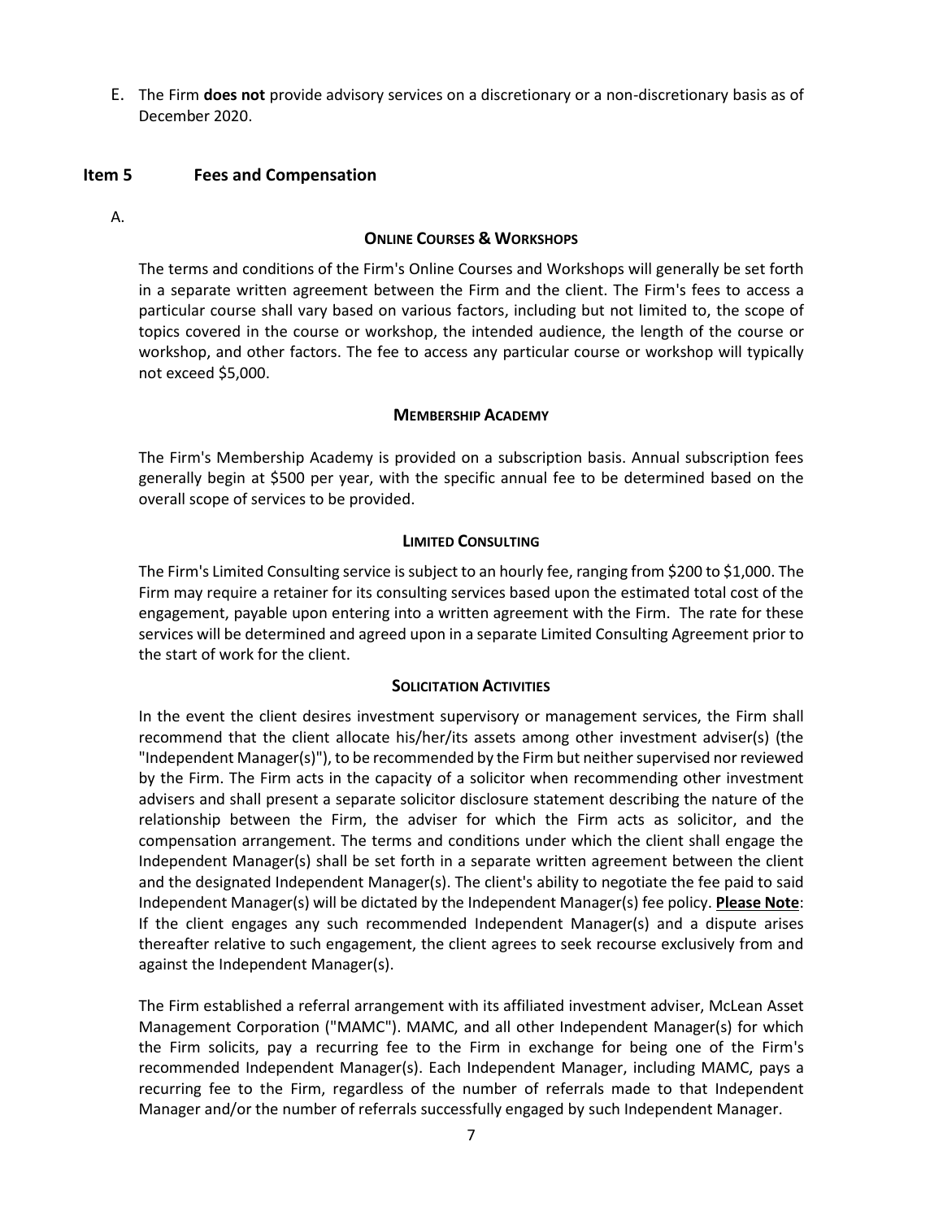E. The Firm **does not** provide advisory services on a discretionary or a non-discretionary basis as of December 2020.

## Item 5 Fees and Compensation

A.

### Online Courses & Workshops

The terms and conditions of the Firm's Online Courses and Workshops will generally be set forth in a separate written agreement between the Firm and the client. The Firm's fees to access a particular course shall vary based on various factors, including but not limited to, the scope of topics covered in the course or workshop, the intended audience, the length of the course or workshop, and other factors. The fee to access any particular course or workshop will typically not exceed $5,000.

### Membership Academy

The Firm's Membership Academy is provided on a subscription basis. Annual subscription fees generally begin at $500 per year, with the specific annual fee to be determined based on the overall scope of services to be provided.

### Limited Consulting

The Firm's Limited Consulting service is subject to an hourly fee, ranging from $200 to $1,000. The Firm may require a retainer for its consulting services based upon the estimated total cost of the engagement, payable upon entering into a written agreement with the Firm. The rate for these services will be determined and agreed upon in a separate Limited Consulting Agreement prior to the start of work for the client.

### Solicitation Activities

In the event the client desires investment supervisory or management services, the Firm shall recommend that the client allocate his/her/its assets among other investment adviser(s) (the "Independent Manager(s)"), to be recommended by the Firm but neither supervised nor reviewed by the Firm. The Firm acts in the capacity of a solicitor when recommending other investment advisers and shall present a separate solicitor disclosure statement describing the nature of the relationship between the Firm, the adviser for which the Firm acts as solicitor, and the compensation arrangement. The terms and conditions under which the client shall engage the Independent Manager(s) shall be set forth in a separate written agreement between the client and the designated Independent Manager(s). The client's ability to negotiate the fee paid to said Independent Manager(s) will be dictated by the Independent Manager(s) fee policy. **Please Note**: If the client engages any such recommended Independent Manager(s) and a dispute arises thereafter relative to such engagement, the client agrees to seek recourse exclusively from and against the Independent Manager(s).

The Firm established a referral arrangement with its affiliated investment adviser, McLean Asset Management Corporation ("MAMC"). MAMC, and all other Independent Manager(s) for which the Firm solicits, pay a recurring fee to the Firm in exchange for being one of the Firm's recommended Independent Manager(s). Each Independent Manager, including MAMC, pays a recurring fee to the Firm, regardless of the number of referrals made to that Independent Manager and/or the number of referrals successfully engaged by such Independent Manager.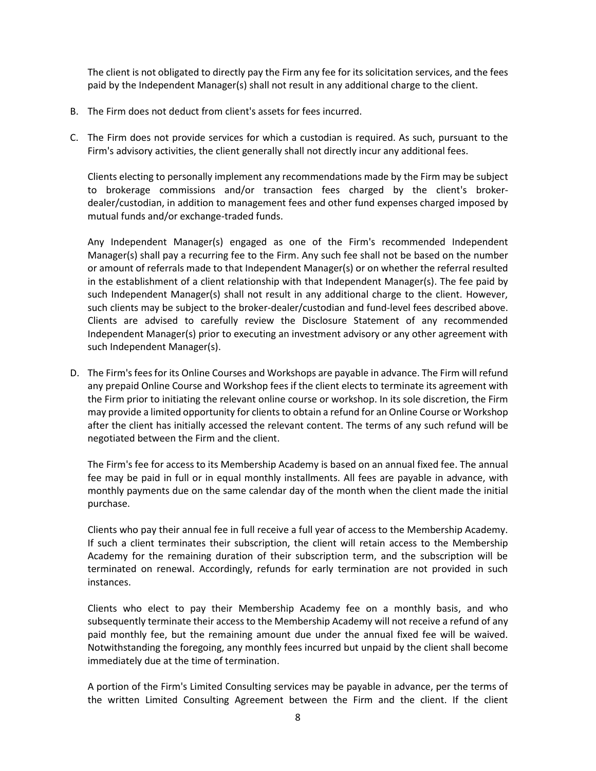The client is not obligated to directly pay the Firm any fee for its solicitation services, and the fees paid by the Independent Manager(s) shall not result in any additional charge to the client.

B. The Firm does not deduct from client's assets for fees incurred.

C. The Firm does not provide services for which a custodian is required. As such, pursuant to the Firm's advisory activities, the client generally shall not directly incur any additional fees.

   Clients electing to personally implement any recommendations made by the Firm may be subject to brokerage commissions and/or transaction fees charged by the client's broker-dealer/custodian, in addition to management fees and other fund expenses charged imposed by mutual funds and/or exchange-traded funds.

   Any Independent Manager(s) engaged as one of the Firm's recommended Independent Manager(s) shall pay a recurring fee to the Firm. Any such fee shall not be based on the number or amount of referrals made to that Independent Manager(s) or on whether the referral resulted in the establishment of a client relationship with that Independent Manager(s). The fee paid by such Independent Manager(s) shall not result in any additional charge to the client. However, such clients may be subject to the broker-dealer/custodian and fund-level fees described above. Clients are advised to carefully review the Disclosure Statement of any recommended Independent Manager(s) prior to executing an investment advisory or any other agreement with such Independent Manager(s).

D. The Firm's fees for its Online Courses and Workshops are payable in advance. The Firm will refund any prepaid Online Course and Workshop fees if the client elects to terminate its agreement with the Firm prior to initiating the relevant online course or workshop. In its sole discretion, the Firm may provide a limited opportunity for clients to obtain a refund for an Online Course or Workshop after the client has initially accessed the relevant content. The terms of any such refund will be negotiated between the Firm and the client.

   The Firm's fee for access to its Membership Academy is based on an annual fixed fee. The annual fee may be paid in full or in equal monthly installments. All fees are payable in advance, with monthly payments due on the same calendar day of the month when the client made the initial purchase.

   Clients who pay their annual fee in full receive a full year of access to the Membership Academy. If such a client terminates their subscription, the client will retain access to the Membership Academy for the remaining duration of their subscription term, and the subscription will be terminated on renewal. Accordingly, refunds for early termination are not provided in such instances.

   Clients who elect to pay their Membership Academy fee on a monthly basis, and who subsequently terminate their access to the Membership Academy will not receive a refund of any paid monthly fee, but the remaining amount due under the annual fixed fee will be waived. Notwithstanding the foregoing, any monthly fees incurred but unpaid by the client shall become immediately due at the time of termination.

   A portion of the Firm's Limited Consulting services may be payable in advance, per the terms of the written Limited Consulting Agreement between the Firm and the client. If the client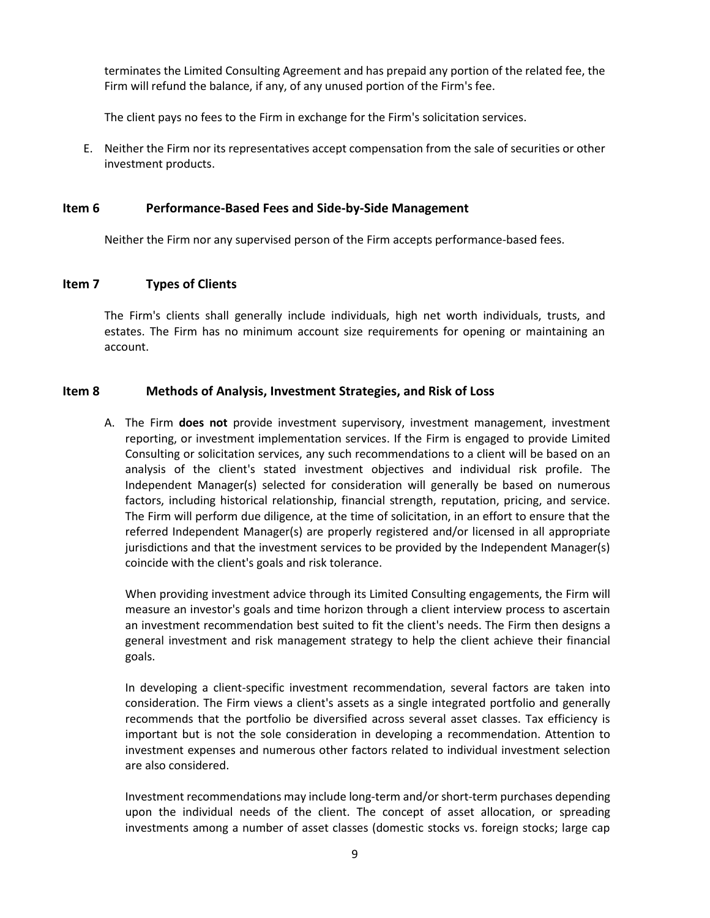terminates the Limited Consulting Agreement and has prepaid any portion of the related fee, the Firm will refund the balance, if any, of any unused portion of the Firm's fee.

The client pays no fees to the Firm in exchange for the Firm's solicitation services.

E. Neither the Firm nor its representatives accept compensation from the sale of securities or other investment products.

## Item 6 Performance-Based Fees and Side-by-Side Management

Neither the Firm nor any supervised person of the Firm accepts performance-based fees.

## Item 7 Types of Clients

The Firm's clients shall generally include individuals, high net worth individuals, trusts, and estates. The Firm has no minimum account size requirements for opening or maintaining an account.

## Item 8 Methods of Analysis, Investment Strategies, and Risk of Loss

A. The Firm **does not** provide investment supervisory, investment management, investment reporting, or investment implementation services. If the Firm is engaged to provide Limited Consulting or solicitation services, any such recommendations to a client will be based on an analysis of the client's stated investment objectives and individual risk profile. The Independent Manager(s) selected for consideration will generally be based on numerous factors, including historical relationship, financial strength, reputation, pricing, and service. The Firm will perform due diligence, at the time of solicitation, in an effort to ensure that the referred Independent Manager(s) are properly registered and/or licensed in all appropriate jurisdictions and that the investment services to be provided by the Independent Manager(s) coincide with the client's goals and risk tolerance.

   When providing investment advice through its Limited Consulting engagements, the Firm will measure an investor's goals and time horizon through a client interview process to ascertain an investment recommendation best suited to fit the client's needs. The Firm then designs a general investment and risk management strategy to help the client achieve their financial goals.

   In developing a client-specific investment recommendation, several factors are taken into consideration. The Firm views a client's assets as a single integrated portfolio and generally recommends that the portfolio be diversified across several asset classes. Tax efficiency is important but is not the sole consideration in developing a recommendation. Attention to investment expenses and numerous other factors related to individual investment selection are also considered.

   Investment recommendations may include long-term and/or short-term purchases depending upon the individual needs of the client. The concept of asset allocation, or spreading investments among a number of asset classes (domestic stocks vs. foreign stocks; large cap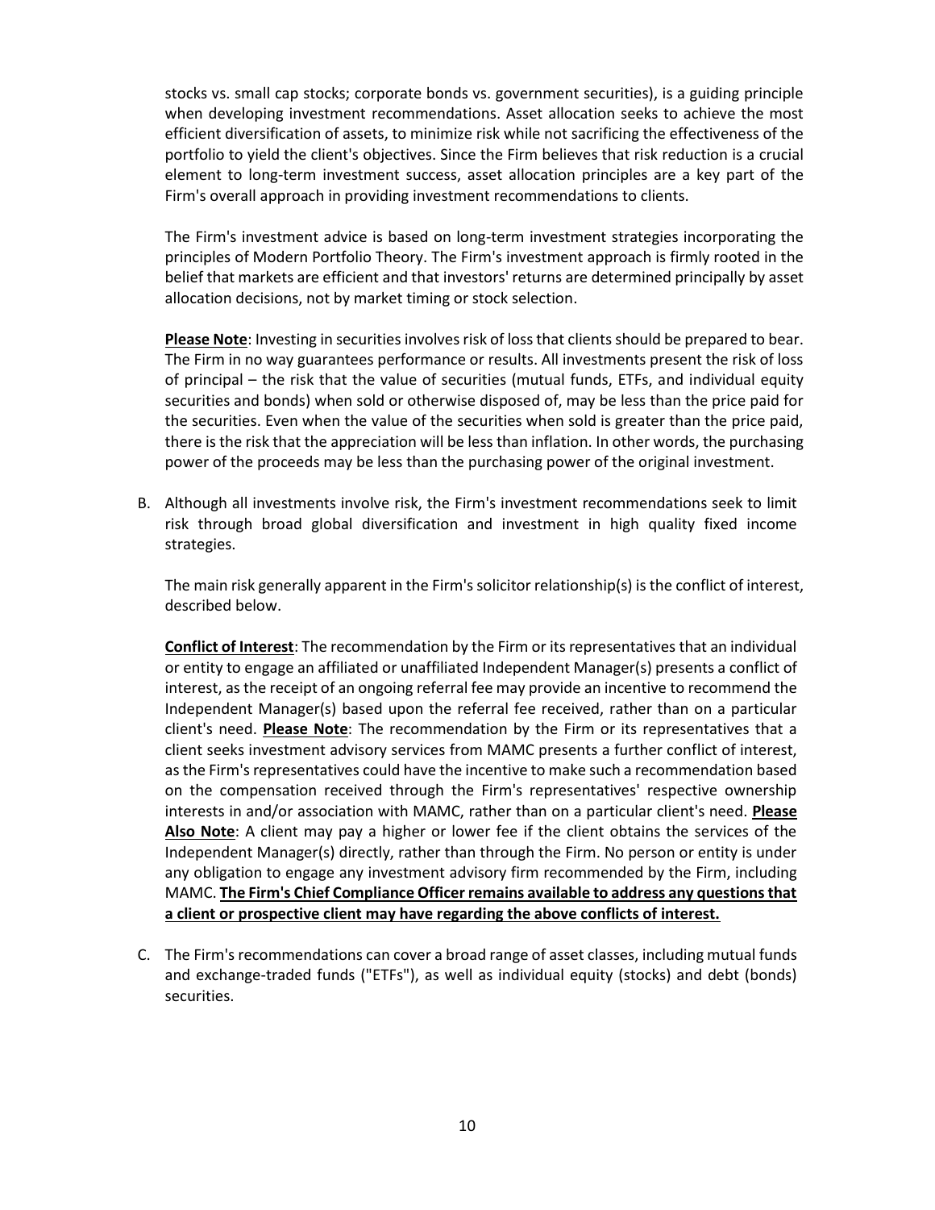stocks vs. small cap stocks; corporate bonds vs. government securities), is a guiding principle when developing investment recommendations. Asset allocation seeks to achieve the most efficient diversification of assets, to minimize risk while not sacrificing the effectiveness of the portfolio to yield the client's objectives. Since the Firm believes that risk reduction is a crucial element to long-term investment success, asset allocation principles are a key part of the Firm's overall approach in providing investment recommendations to clients.

The Firm's investment advice is based on long-term investment strategies incorporating the principles of Modern Portfolio Theory. The Firm's investment approach is firmly rooted in the belief that markets are efficient and that investors' returns are determined principally by asset allocation decisions, not by market timing or stock selection.

**Please Note**: Investing in securities involves risk of loss that clients should be prepared to bear. The Firm in no way guarantees performance or results. All investments present the risk of loss of principal – the risk that the value of securities (mutual funds, ETFs, and individual equity securities and bonds) when sold or otherwise disposed of, may be less than the price paid for the securities. Even when the value of the securities when sold is greater than the price paid, there is the risk that the appreciation will be less than inflation. In other words, the purchasing power of the proceeds may be less than the purchasing power of the original investment.

B. Although all investments involve risk, the Firm's investment recommendations seek to limit risk through broad global diversification and investment in high quality fixed income strategies.

   The main risk generally apparent in the Firm's solicitor relationship(s) is the conflict of interest, described below.

   **Conflict of Interest**: The recommendation by the Firm or its representatives that an individual or entity to engage an affiliated or unaffiliated Independent Manager(s) presents a conflict of interest, as the receipt of an ongoing referral fee may provide an incentive to recommend the Independent Manager(s) based upon the referral fee received, rather than on a particular client's need. **Please Note**: The recommendation by the Firm or its representatives that a client seeks investment advisory services from MAMC presents a further conflict of interest, as the Firm's representatives could have the incentive to make such a recommendation based on the compensation received through the Firm's representatives' respective ownership interests in and/or association with MAMC, rather than on a particular client's need. **Please Also Note**: A client may pay a higher or lower fee if the client obtains the services of the Independent Manager(s) directly, rather than through the Firm. No person or entity is under any obligation to engage any investment advisory firm recommended by the Firm, including MAMC. **The Firm's Chief Compliance Officer remains available to address any questions that a client or prospective client may have regarding the above conflicts of interest.**

C. The Firm's recommendations can cover a broad range of asset classes, including mutual funds and exchange-traded funds ("ETFs"), as well as individual equity (stocks) and debt (bonds) securities.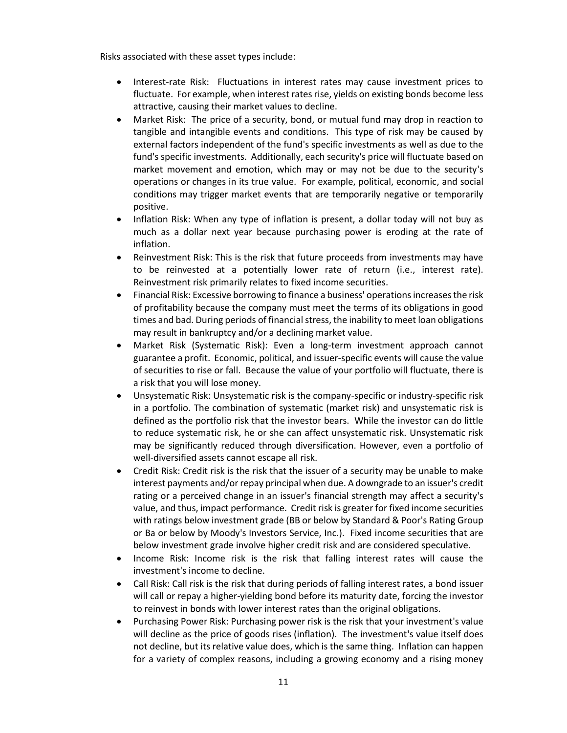Risks associated with these asset types include:

- Interest-rate Risk: Fluctuations in interest rates may cause investment prices to fluctuate. For example, when interest rates rise, yields on existing bonds become less attractive, causing their market values to decline.
- Market Risk: The price of a security, bond, or mutual fund may drop in reaction to tangible and intangible events and conditions. This type of risk may be caused by external factors independent of the fund's specific investments as well as due to the fund's specific investments. Additionally, each security's price will fluctuate based on market movement and emotion, which may or may not be due to the security's operations or changes in its true value. For example, political, economic, and social conditions may trigger market events that are temporarily negative or temporarily positive.
- Inflation Risk: When any type of inflation is present, a dollar today will not buy as much as a dollar next year because purchasing power is eroding at the rate of inflation.
- Reinvestment Risk: This is the risk that future proceeds from investments may have to be reinvested at a potentially lower rate of return (i.e., interest rate). Reinvestment risk primarily relates to fixed income securities.
- Financial Risk: Excessive borrowing to finance a business' operations increases the risk of profitability because the company must meet the terms of its obligations in good times and bad. During periods of financial stress, the inability to meet loan obligations may result in bankruptcy and/or a declining market value.
- Market Risk (Systematic Risk): Even a long-term investment approach cannot guarantee a profit. Economic, political, and issuer-specific events will cause the value of securities to rise or fall. Because the value of your portfolio will fluctuate, there is a risk that you will lose money.
- Unsystematic Risk: Unsystematic risk is the company-specific or industry-specific risk in a portfolio. The combination of systematic (market risk) and unsystematic risk is defined as the portfolio risk that the investor bears. While the investor can do little to reduce systematic risk, he or she can affect unsystematic risk. Unsystematic risk may be significantly reduced through diversification. However, even a portfolio of well-diversified assets cannot escape all risk.
- Credit Risk: Credit risk is the risk that the issuer of a security may be unable to make interest payments and/or repay principal when due. A downgrade to an issuer's credit rating or a perceived change in an issuer's financial strength may affect a security's value, and thus, impact performance. Credit risk is greater for fixed income securities with ratings below investment grade (BB or below by Standard & Poor's Rating Group or Ba or below by Moody's Investors Service, Inc.). Fixed income securities that are below investment grade involve higher credit risk and are considered speculative.
- Income Risk: Income risk is the risk that falling interest rates will cause the investment's income to decline.
- Call Risk: Call risk is the risk that during periods of falling interest rates, a bond issuer will call or repay a higher-yielding bond before its maturity date, forcing the investor to reinvest in bonds with lower interest rates than the original obligations.
- Purchasing Power Risk: Purchasing power risk is the risk that your investment's value will decline as the price of goods rises (inflation). The investment's value itself does not decline, but its relative value does, which is the same thing. Inflation can happen for a variety of complex reasons, including a growing economy and a rising money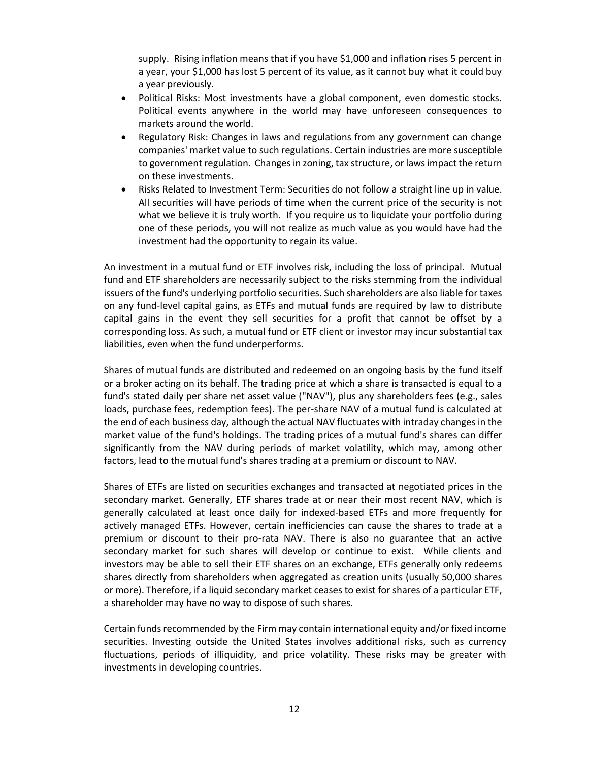supply. Rising inflation means that if you have $1,000 and inflation rises 5 percent in a year, your $1,000 has lost 5 percent of its value, as it cannot buy what it could buy a year previously.

- Political Risks: Most investments have a global component, even domestic stocks. Political events anywhere in the world may have unforeseen consequences to markets around the world.
- Regulatory Risk: Changes in laws and regulations from any government can change companies' market value to such regulations. Certain industries are more susceptible to government regulation. Changes in zoning, tax structure, or laws impact the return on these investments.
- Risks Related to Investment Term: Securities do not follow a straight line up in value. All securities will have periods of time when the current price of the security is not what we believe it is truly worth. If you require us to liquidate your portfolio during one of these periods, you will not realize as much value as you would have had the investment had the opportunity to regain its value.

An investment in a mutual fund or ETF involves risk, including the loss of principal. Mutual fund and ETF shareholders are necessarily subject to the risks stemming from the individual issuers of the fund's underlying portfolio securities. Such shareholders are also liable for taxes on any fund-level capital gains, as ETFs and mutual funds are required by law to distribute capital gains in the event they sell securities for a profit that cannot be offset by a corresponding loss. As such, a mutual fund or ETF client or investor may incur substantial tax liabilities, even when the fund underperforms.

Shares of mutual funds are distributed and redeemed on an ongoing basis by the fund itself or a broker acting on its behalf. The trading price at which a share is transacted is equal to a fund's stated daily per share net asset value ("NAV"), plus any shareholders fees (e.g., sales loads, purchase fees, redemption fees). The per-share NAV of a mutual fund is calculated at the end of each business day, although the actual NAV fluctuates with intraday changes in the market value of the fund's holdings. The trading prices of a mutual fund's shares can differ significantly from the NAV during periods of market volatility, which may, among other factors, lead to the mutual fund's shares trading at a premium or discount to NAV.

Shares of ETFs are listed on securities exchanges and transacted at negotiated prices in the secondary market. Generally, ETF shares trade at or near their most recent NAV, which is generally calculated at least once daily for indexed-based ETFs and more frequently for actively managed ETFs. However, certain inefficiencies can cause the shares to trade at a premium or discount to their pro-rata NAV. There is also no guarantee that an active secondary market for such shares will develop or continue to exist. While clients and investors may be able to sell their ETF shares on an exchange, ETFs generally only redeems shares directly from shareholders when aggregated as creation units (usually 50,000 shares or more). Therefore, if a liquid secondary market ceases to exist for shares of a particular ETF, a shareholder may have no way to dispose of such shares.

Certain funds recommended by the Firm may contain international equity and/or fixed income securities. Investing outside the United States involves additional risks, such as currency fluctuations, periods of illiquidity, and price volatility. These risks may be greater with investments in developing countries.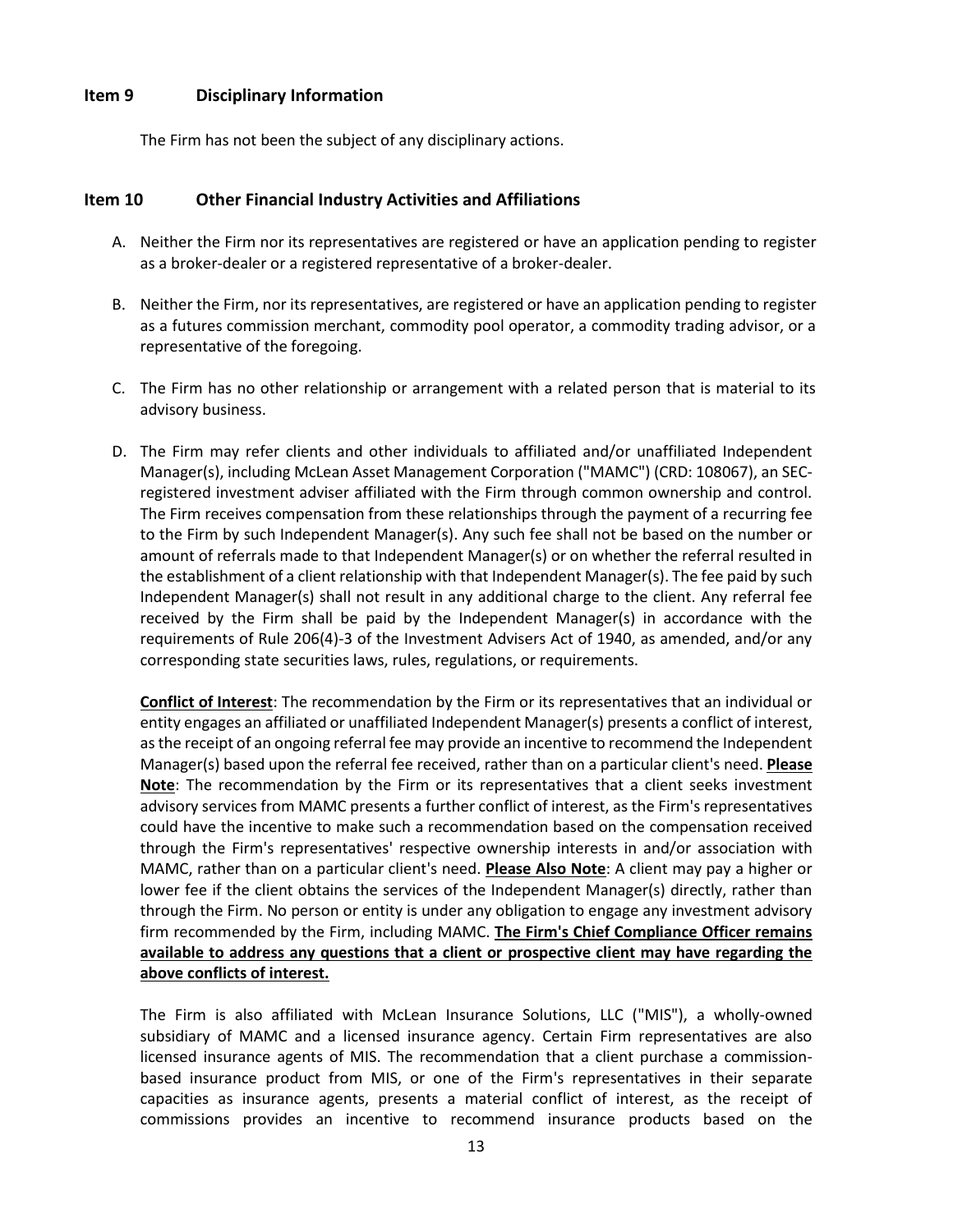## Item 9 Disciplinary Information

The Firm has not been the subject of any disciplinary actions.

## Item 10 Other Financial Industry Activities and Affiliations

A. Neither the Firm nor its representatives are registered or have an application pending to register as a broker-dealer or a registered representative of a broker-dealer.

B. Neither the Firm, nor its representatives, are registered or have an application pending to register as a futures commission merchant, commodity pool operator, a commodity trading advisor, or a representative of the foregoing.

C. The Firm has no other relationship or arrangement with a related person that is material to its advisory business.

D. The Firm may refer clients and other individuals to affiliated and/or unaffiliated Independent Manager(s), including McLean Asset Management Corporation ("MAMC") (CRD: 108067), an SEC-registered investment adviser affiliated with the Firm through common ownership and control. The Firm receives compensation from these relationships through the payment of a recurring fee to the Firm by such Independent Manager(s). Any such fee shall not be based on the number or amount of referrals made to that Independent Manager(s) or on whether the referral resulted in the establishment of a client relationship with that Independent Manager(s). The fee paid by such Independent Manager(s) shall not result in any additional charge to the client. Any referral fee received by the Firm shall be paid by the Independent Manager(s) in accordance with the requirements of Rule 206(4)-3 of the Investment Advisers Act of 1940, as amended, and/or any corresponding state securities laws, rules, regulations, or requirements.

   **Conflict of Interest**: The recommendation by the Firm or its representatives that an individual or entity engages an affiliated or unaffiliated Independent Manager(s) presents a conflict of interest, as the receipt of an ongoing referral fee may provide an incentive to recommend the Independent Manager(s) based upon the referral fee received, rather than on a particular client's need. **Please Note**: The recommendation by the Firm or its representatives that a client seeks investment advisory services from MAMC presents a further conflict of interest, as the Firm's representatives could have the incentive to make such a recommendation based on the compensation received through the Firm's representatives' respective ownership interests in and/or association with MAMC, rather than on a particular client's need. **Please Also Note**: A client may pay a higher or lower fee if the client obtains the services of the Independent Manager(s) directly, rather than through the Firm. No person or entity is under any obligation to engage any investment advisory firm recommended by the Firm, including MAMC. **The Firm's Chief Compliance Officer remains available to address any questions that a client or prospective client may have regarding the above conflicts of interest.**

   The Firm is also affiliated with McLean Insurance Solutions, LLC ("MIS"), a wholly-owned subsidiary of MAMC and a licensed insurance agency. Certain Firm representatives are also licensed insurance agents of MIS. The recommendation that a client purchase a commission-based insurance product from MIS, or one of the Firm's representatives in their separate capacities as insurance agents, presents a material conflict of interest, as the receipt of commissions provides an incentive to recommend insurance products based on the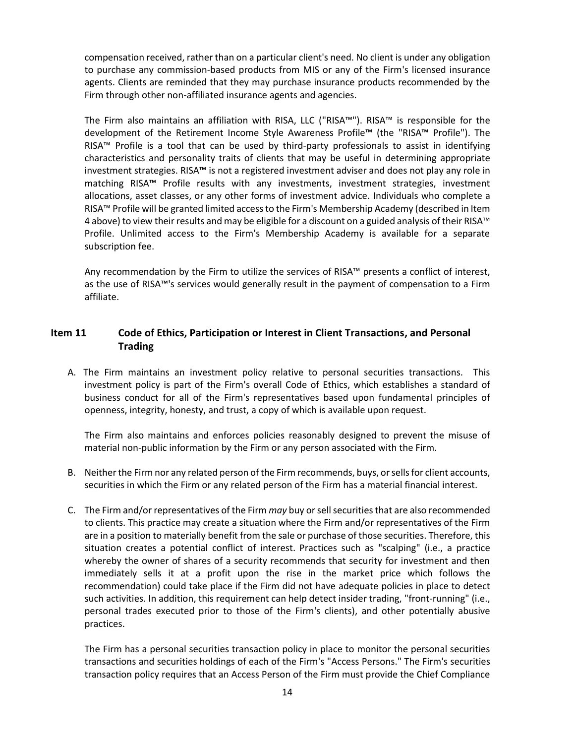compensation received, rather than on a particular client's need. No client is under any obligation to purchase any commission-based products from MIS or any of the Firm's licensed insurance agents. Clients are reminded that they may purchase insurance products recommended by the Firm through other non-affiliated insurance agents and agencies.

The Firm also maintains an affiliation with RISA, LLC ("RISA™"). RISA™ is responsible for the development of the Retirement Income Style Awareness Profile™ (the "RISA™ Profile"). The RISA™ Profile is a tool that can be used by third-party professionals to assist in identifying characteristics and personality traits of clients that may be useful in determining appropriate investment strategies. RISA™ is not a registered investment adviser and does not play any role in matching RISA™ Profile results with any investments, investment strategies, investment allocations, asset classes, or any other forms of investment advice. Individuals who complete a RISA™ Profile will be granted limited access to the Firm's Membership Academy (described in Item 4 above) to view their results and may be eligible for a discount on a guided analysis of their RISA™ Profile. Unlimited access to the Firm's Membership Academy is available for a separate subscription fee.

Any recommendation by the Firm to utilize the services of RISA™ presents a conflict of interest, as the use of RISA™'s services would generally result in the payment of compensation to a Firm affiliate.

## Item 11 Code of Ethics, Participation or Interest in Client Transactions, and Personal Trading

A. The Firm maintains an investment policy relative to personal securities transactions. This investment policy is part of the Firm's overall Code of Ethics, which establishes a standard of business conduct for all of the Firm's representatives based upon fundamental principles of openness, integrity, honesty, and trust, a copy of which is available upon request.

   The Firm also maintains and enforces policies reasonably designed to prevent the misuse of material non-public information by the Firm or any person associated with the Firm.

B. Neither the Firm nor any related person of the Firm recommends, buys, or sells for client accounts, securities in which the Firm or any related person of the Firm has a material financial interest.

C. The Firm and/or representatives of the Firm *may* buy or sell securities that are also recommended to clients. This practice may create a situation where the Firm and/or representatives of the Firm are in a position to materially benefit from the sale or purchase of those securities. Therefore, this situation creates a potential conflict of interest. Practices such as "scalping" (i.e., a practice whereby the owner of shares of a security recommends that security for investment and then immediately sells it at a profit upon the rise in the market price which follows the recommendation) could take place if the Firm did not have adequate policies in place to detect such activities. In addition, this requirement can help detect insider trading, "front-running" (i.e., personal trades executed prior to those of the Firm's clients), and other potentially abusive practices.

   The Firm has a personal securities transaction policy in place to monitor the personal securities transactions and securities holdings of each of the Firm's "Access Persons." The Firm's securities transaction policy requires that an Access Person of the Firm must provide the Chief Compliance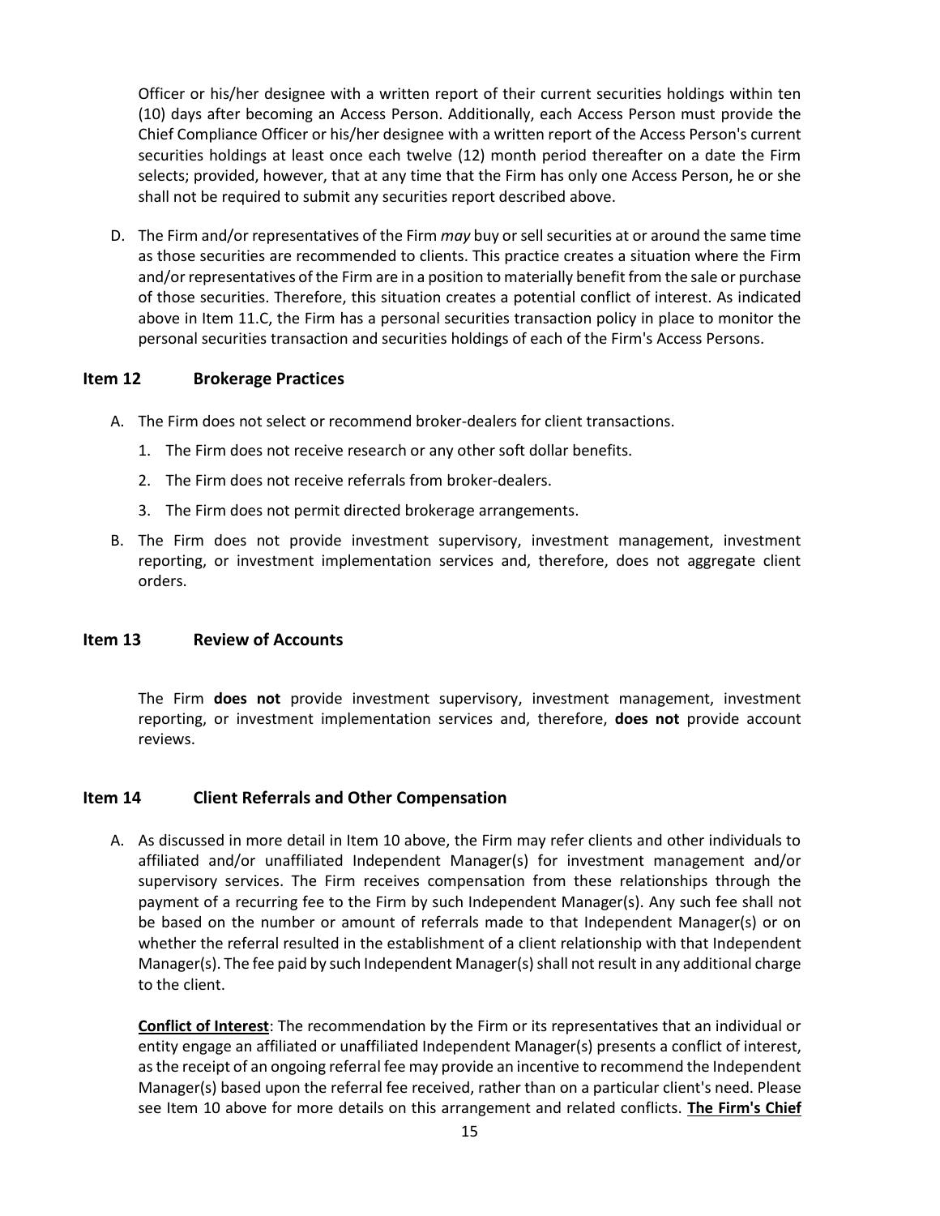Officer or his/her designee with a written report of their current securities holdings within ten (10) days after becoming an Access Person. Additionally, each Access Person must provide the Chief Compliance Officer or his/her designee with a written report of the Access Person's current securities holdings at least once each twelve (12) month period thereafter on a date the Firm selects; provided, however, that at any time that the Firm has only one Access Person, he or she shall not be required to submit any securities report described above.

D. The Firm and/or representatives of the Firm *may* buy or sell securities at or around the same time as those securities are recommended to clients. This practice creates a situation where the Firm and/or representatives of the Firm are in a position to materially benefit from the sale or purchase of those securities. Therefore, this situation creates a potential conflict of interest. As indicated above in Item 11.C, the Firm has a personal securities transaction policy in place to monitor the personal securities transaction and securities holdings of each of the Firm's Access Persons.

## Item 12 Brokerage Practices

A. The Firm does not select or recommend broker-dealers for client transactions.

   1. The Firm does not receive research or any other soft dollar benefits.
   2. The Firm does not receive referrals from broker-dealers.
   3. The Firm does not permit directed brokerage arrangements.

B. The Firm does not provide investment supervisory, investment management, investment reporting, or investment implementation services and, therefore, does not aggregate client orders.

## Item 13 Review of Accounts

The Firm **does not** provide investment supervisory, investment management, investment reporting, or investment implementation services and, therefore, **does not** provide account reviews.

## Item 14 Client Referrals and Other Compensation

A. As discussed in more detail in Item 10 above, the Firm may refer clients and other individuals to affiliated and/or unaffiliated Independent Manager(s) for investment management and/or supervisory services. The Firm receives compensation from these relationships through the payment of a recurring fee to the Firm by such Independent Manager(s). Any such fee shall not be based on the number or amount of referrals made to that Independent Manager(s) or on whether the referral resulted in the establishment of a client relationship with that Independent Manager(s). The fee paid by such Independent Manager(s) shall not result in any additional charge to the client.

<u>**Conflict of Interest**</u>: The recommendation by the Firm or its representatives that an individual or entity engage an affiliated or unaffiliated Independent Manager(s) presents a conflict of interest, as the receipt of an ongoing referral fee may provide an incentive to recommend the Independent Manager(s) based upon the referral fee received, rather than on a particular client's need. Please see Item 10 above for more details on this arrangement and related conflicts. <u>**The Firm's Chief**</u>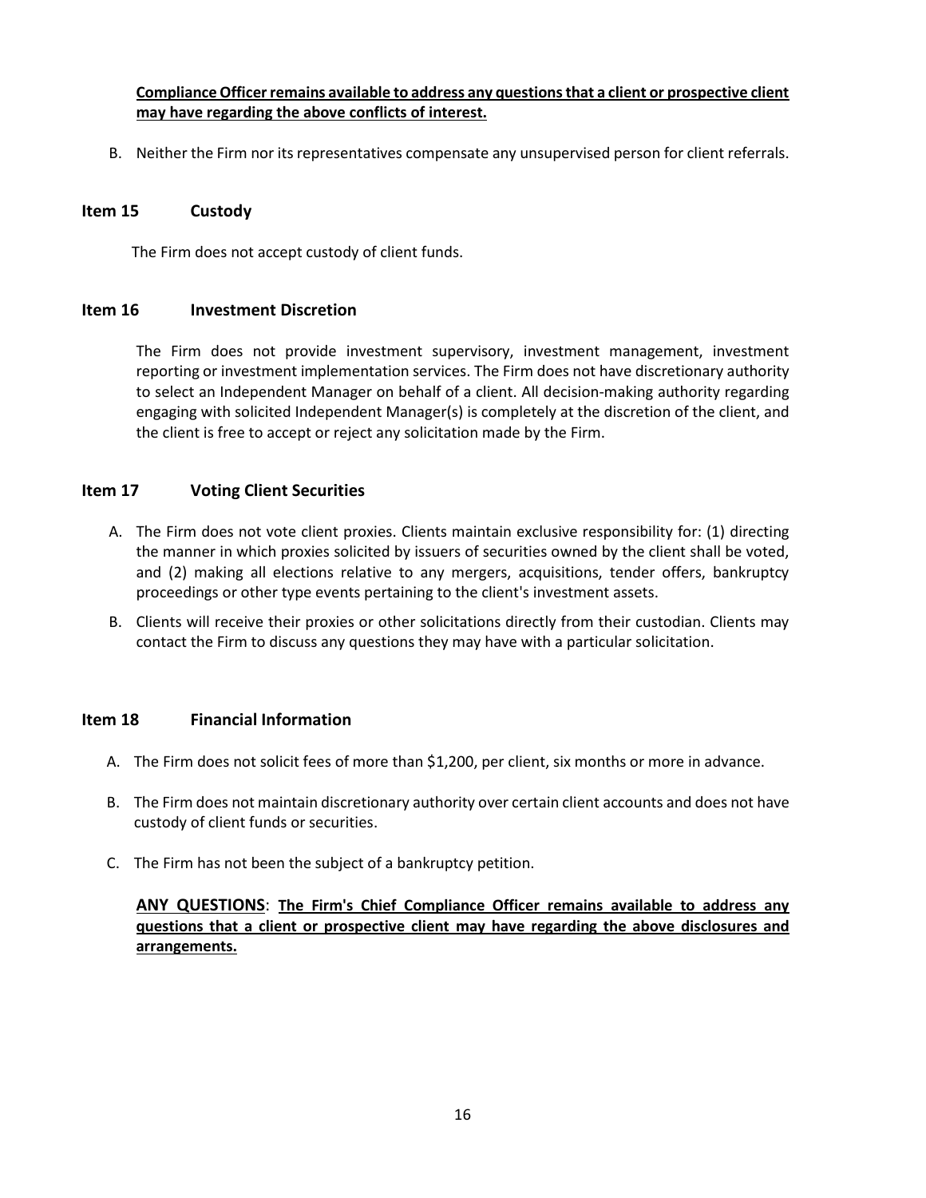**Compliance Officer remains available to address any questions that a client or prospective client may have regarding the above conflicts of interest.**

B. Neither the Firm nor its representatives compensate any unsupervised person for client referrals.

## Item 15 Custody

The Firm does not accept custody of client funds.

## Item 16 Investment Discretion

The Firm does not provide investment supervisory, investment management, investment reporting or investment implementation services. The Firm does not have discretionary authority to select an Independent Manager on behalf of a client. All decision-making authority regarding engaging with solicited Independent Manager(s) is completely at the discretion of the client, and the client is free to accept or reject any solicitation made by the Firm.

## Item 17 Voting Client Securities

A. The Firm does not vote client proxies. Clients maintain exclusive responsibility for: (1) directing the manner in which proxies solicited by issuers of securities owned by the client shall be voted, and (2) making all elections relative to any mergers, acquisitions, tender offers, bankruptcy proceedings or other type events pertaining to the client's investment assets.

B. Clients will receive their proxies or other solicitations directly from their custodian. Clients may contact the Firm to discuss any questions they may have with a particular solicitation.

## Item 18 Financial Information

A. The Firm does not solicit fees of more than $1,200, per client, six months or more in advance.

B. The Firm does not maintain discretionary authority over certain client accounts and does not have custody of client funds or securities.

C. The Firm has not been the subject of a bankruptcy petition.

**ANY QUESTIONS**: **The Firm's Chief Compliance Officer remains available to address any questions that a client or prospective client may have regarding the above disclosures and arrangements.**